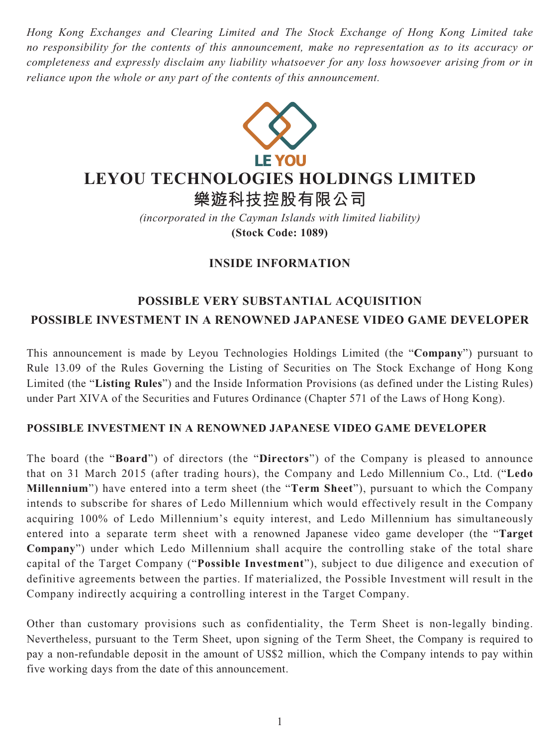*Hong Kong Exchanges and Clearing Limited and The Stock Exchange of Hong Kong Limited take no responsibility for the contents of this announcement, make no representation as to its accuracy or completeness and expressly disclaim any liability whatsoever for any loss howsoever arising from or in reliance upon the whole or any part of the contents of this announcement.*

LE YOU

# LEYOU TECHNOLOGIES HOLDINGS LIMITED
# 樂遊科技控股有限公司

*(incorporated in the Cayman Islands with limited liability)*
**(Stock Code: 1089)**

## INSIDE INFORMATION

## POSSIBLE VERY SUBSTANTIAL ACQUISITION
## POSSIBLE INVESTMENT IN A RENOWNED JAPANESE VIDEO GAME DEVELOPER

This announcement is made by Leyou Technologies Holdings Limited (the "**Company**") pursuant to Rule 13.09 of the Rules Governing the Listing of Securities on The Stock Exchange of Hong Kong Limited (the "**Listing Rules**") and the Inside Information Provisions (as defined under the Listing Rules) under Part XIVA of the Securities and Futures Ordinance (Chapter 571 of the Laws of Hong Kong).

### POSSIBLE INVESTMENT IN A RENOWNED JAPANESE VIDEO GAME DEVELOPER

The board (the "**Board**") of directors (the "**Directors**") of the Company is pleased to announce that on 31 March 2015 (after trading hours), the Company and Ledo Millennium Co., Ltd. ("**Ledo Millennium**") have entered into a term sheet (the "**Term Sheet**"), pursuant to which the Company intends to subscribe for shares of Ledo Millennium which would effectively result in the Company acquiring 100% of Ledo Millennium's equity interest, and Ledo Millennium has simultaneously entered into a separate term sheet with a renowned Japanese video game developer (the "**Target Company**") under which Ledo Millennium shall acquire the controlling stake of the total share capital of the Target Company ("**Possible Investment**"), subject to due diligence and execution of definitive agreements between the parties. If materialized, the Possible Investment will result in the Company indirectly acquiring a controlling interest in the Target Company.

Other than customary provisions such as confidentiality, the Term Sheet is non-legally binding. Nevertheless, pursuant to the Term Sheet, upon signing of the Term Sheet, the Company is required to pay a non-refundable deposit in the amount of US$2 million, which the Company intends to pay within five working days from the date of this announcement.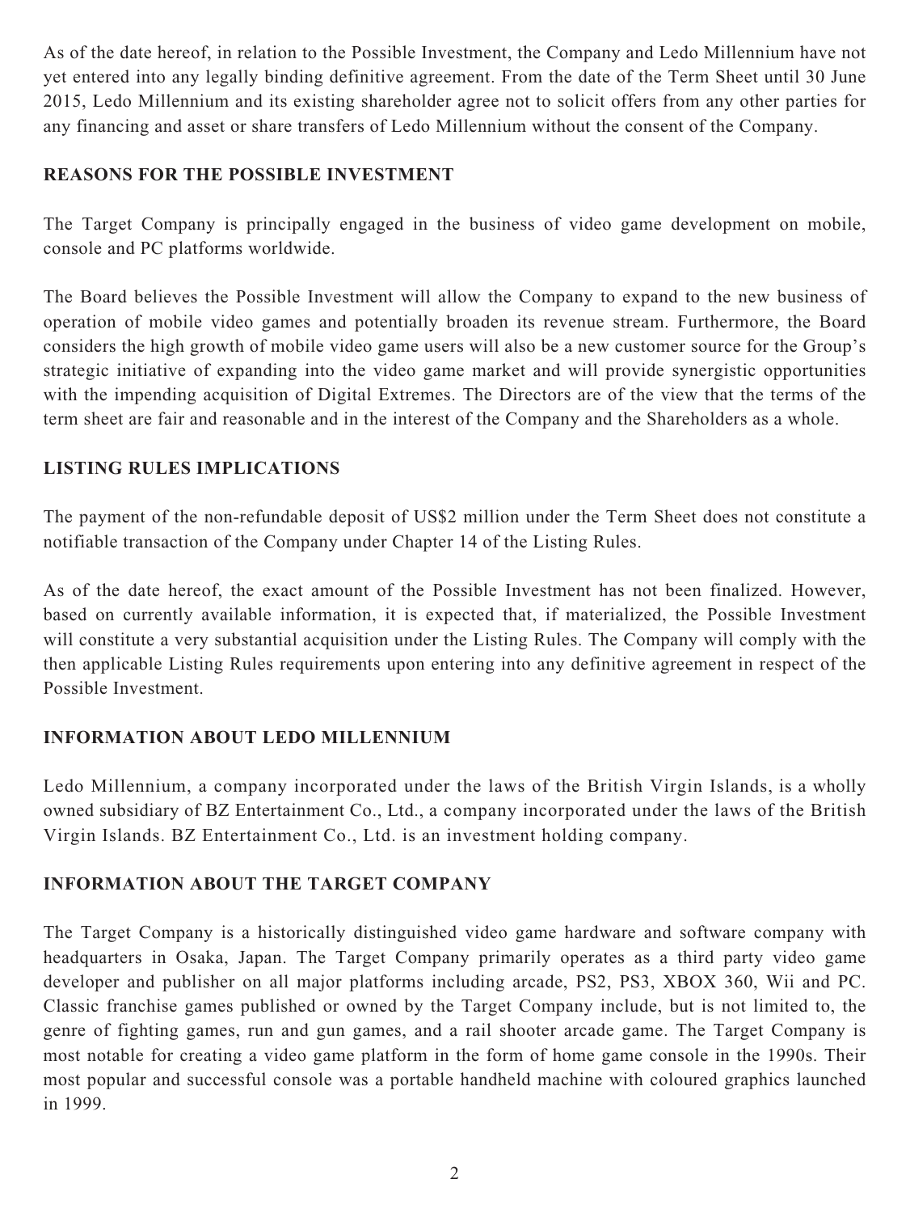As of the date hereof, in relation to the Possible Investment, the Company and Ledo Millennium have not yet entered into any legally binding definitive agreement. From the date of the Term Sheet until 30 June 2015, Ledo Millennium and its existing shareholder agree not to solicit offers from any other parties for any financing and asset or share transfers of Ledo Millennium without the consent of the Company.

## REASONS FOR THE POSSIBLE INVESTMENT

The Target Company is principally engaged in the business of video game development on mobile, console and PC platforms worldwide.

The Board believes the Possible Investment will allow the Company to expand to the new business of operation of mobile video games and potentially broaden its revenue stream. Furthermore, the Board considers the high growth of mobile video game users will also be a new customer source for the Group's strategic initiative of expanding into the video game market and will provide synergistic opportunities with the impending acquisition of Digital Extremes. The Directors are of the view that the terms of the term sheet are fair and reasonable and in the interest of the Company and the Shareholders as a whole.

## LISTING RULES IMPLICATIONS

The payment of the non-refundable deposit of US$2 million under the Term Sheet does not constitute a notifiable transaction of the Company under Chapter 14 of the Listing Rules.

As of the date hereof, the exact amount of the Possible Investment has not been finalized. However, based on currently available information, it is expected that, if materialized, the Possible Investment will constitute a very substantial acquisition under the Listing Rules. The Company will comply with the then applicable Listing Rules requirements upon entering into any definitive agreement in respect of the Possible Investment.

## INFORMATION ABOUT LEDO MILLENNIUM

Ledo Millennium, a company incorporated under the laws of the British Virgin Islands, is a wholly owned subsidiary of BZ Entertainment Co., Ltd., a company incorporated under the laws of the British Virgin Islands. BZ Entertainment Co., Ltd. is an investment holding company.

## INFORMATION ABOUT THE TARGET COMPANY

The Target Company is a historically distinguished video game hardware and software company with headquarters in Osaka, Japan. The Target Company primarily operates as a third party video game developer and publisher on all major platforms including arcade, PS2, PS3, XBOX 360, Wii and PC. Classic franchise games published or owned by the Target Company include, but is not limited to, the genre of fighting games, run and gun games, and a rail shooter arcade game. The Target Company is most notable for creating a video game platform in the form of home game console in the 1990s. Their most popular and successful console was a portable handheld machine with coloured graphics launched in 1999.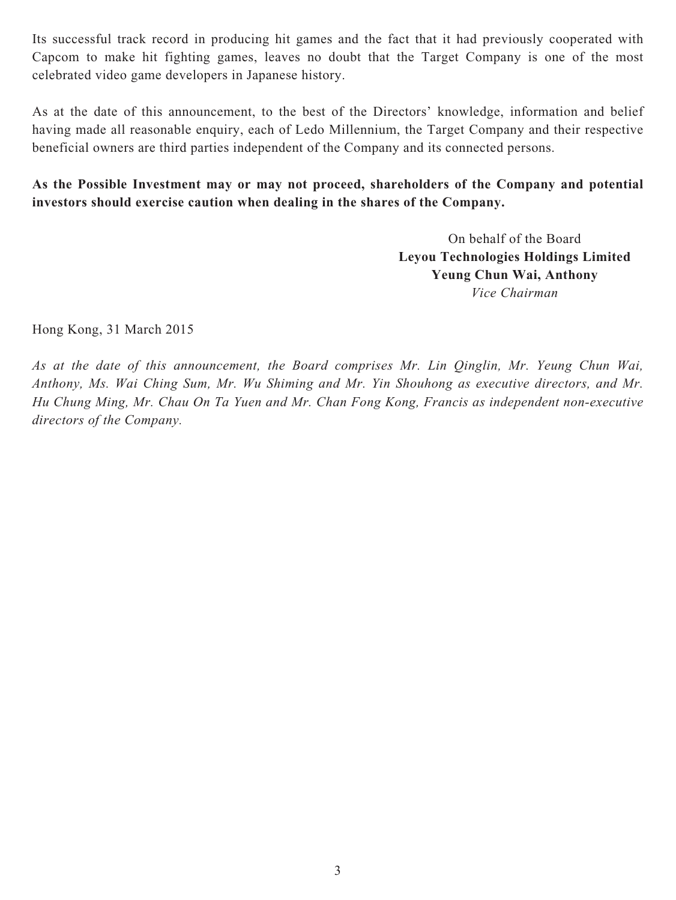Its successful track record in producing hit games and the fact that it had previously cooperated with Capcom to make hit fighting games, leaves no doubt that the Target Company is one of the most celebrated video game developers in Japanese history.

As at the date of this announcement, to the best of the Directors' knowledge, information and belief having made all reasonable enquiry, each of Ledo Millennium, the Target Company and their respective beneficial owners are third parties independent of the Company and its connected persons.

**As the Possible Investment may or may not proceed, shareholders of the Company and potential investors should exercise caution when dealing in the shares of the Company.**

On behalf of the Board
**Leyou Technologies Holdings Limited**
**Yeung Chun Wai, Anthony**
*Vice Chairman*

Hong Kong, 31 March 2015

*As at the date of this announcement, the Board comprises Mr. Lin Qinglin, Mr. Yeung Chun Wai, Anthony, Ms. Wai Ching Sum, Mr. Wu Shiming and Mr. Yin Shouhong as executive directors, and Mr. Hu Chung Ming, Mr. Chau On Ta Yuen and Mr. Chan Fong Kong, Francis as independent non-executive directors of the Company.*